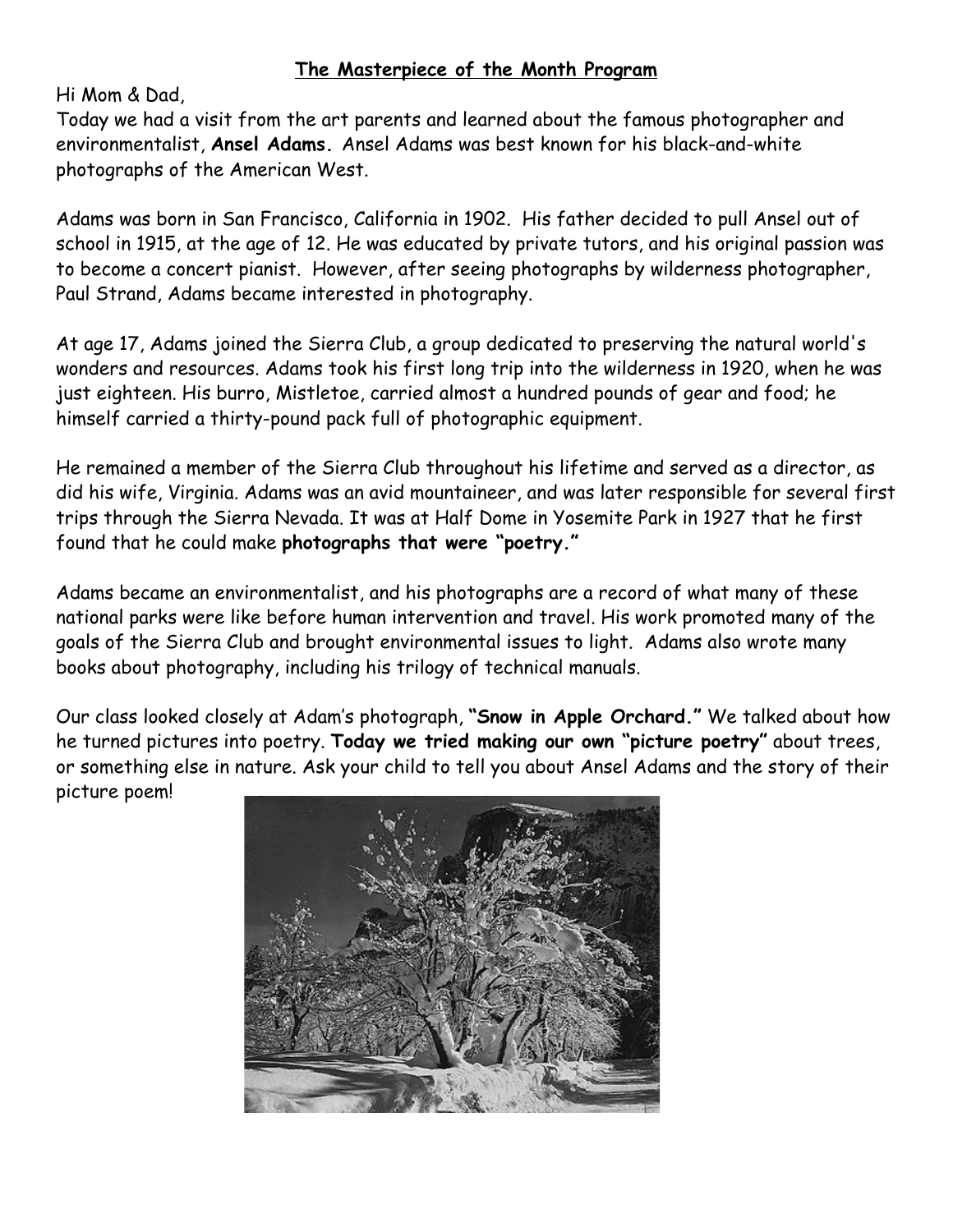**The Masterpiece of the Month Program**

Hi Mom & Dad,

Today we had a visit from the art parents and learned about the famous photographer and environmentalist, **Ansel Adams.** Ansel Adams was best known for his black-and-white photographs of the American West.

Adams was born in San Francisco, California in 1902. His father decided to pull Ansel out of school in 1915, at the age of 12. He was educated by private tutors, and his original passion was to become a concert pianist. However, after seeing photographs by wilderness photographer, Paul Strand, Adams became interested in photography.

At age 17, Adams joined the Sierra Club, a group dedicated to preserving the natural world's wonders and resources. Adams took his first long trip into the wilderness in 1920, when he was just eighteen. His burro, Mistletoe, carried almost a hundred pounds of gear and food; he himself carried a thirty-pound pack full of photographic equipment.

He remained a member of the Sierra Club throughout his lifetime and served as a director, as did his wife, Virginia. Adams was an avid mountaineer, and was later responsible for several first trips through the Sierra Nevada. It was at Half Dome in Yosemite Park in 1927 that he first found that he could make **photographs that were "poetry."**

Adams became an environmentalist, and his photographs are a record of what many of these national parks were like before human intervention and travel. His work promoted many of the goals of the Sierra Club and brought environmental issues to light. Adams also wrote many books about photography, including his trilogy of technical manuals.

Our class looked closely at Adam's photograph, **"Snow in Apple Orchard."** We talked about how he turned pictures into poetry. **Today we tried making our own "picture poetry"** about trees, or something else in nature. Ask your child to tell you about Ansel Adams and the story of their picture poem!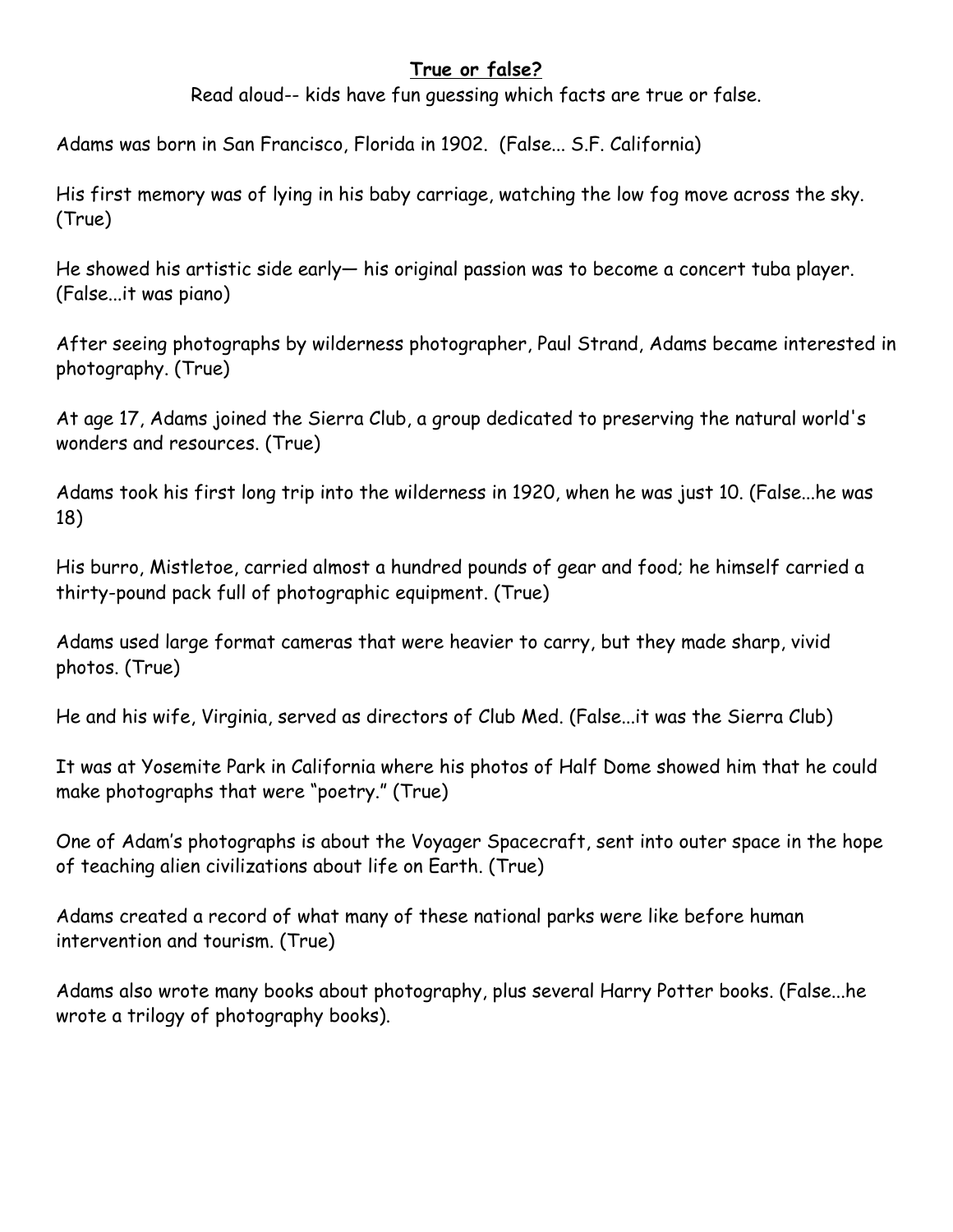## **True or false?**

Read aloud-- kids have fun guessing which facts are true or false.

Adams was born in San Francisco, Florida in 1902. (False... S.F. California)

His first memory was of lying in his baby carriage, watching the low fog move across the sky. (True)

He showed his artistic side early— his original passion was to become a concert tuba player. (False...it was piano)

After seeing photographs by wilderness photographer, Paul Strand, Adams became interested in photography. (True)

At age 17, Adams joined the Sierra Club, a group dedicated to preserving the natural world's wonders and resources. (True)

Adams took his first long trip into the wilderness in 1920, when he was just 10. (False...he was 18)

His burro, Mistletoe, carried almost a hundred pounds of gear and food; he himself carried a thirty-pound pack full of photographic equipment. (True)

Adams used large format cameras that were heavier to carry, but they made sharp, vivid photos. (True)

He and his wife, Virginia, served as directors of Club Med. (False...it was the Sierra Club)

It was at Yosemite Park in California where his photos of Half Dome showed him that he could make photographs that were "poetry." (True)

One of Adam's photographs is about the Voyager Spacecraft, sent into outer space in the hope of teaching alien civilizations about life on Earth. (True)

Adams created a record of what many of these national parks were like before human intervention and tourism. (True)

Adams also wrote many books about photography, plus several Harry Potter books. (False...he wrote a trilogy of photography books).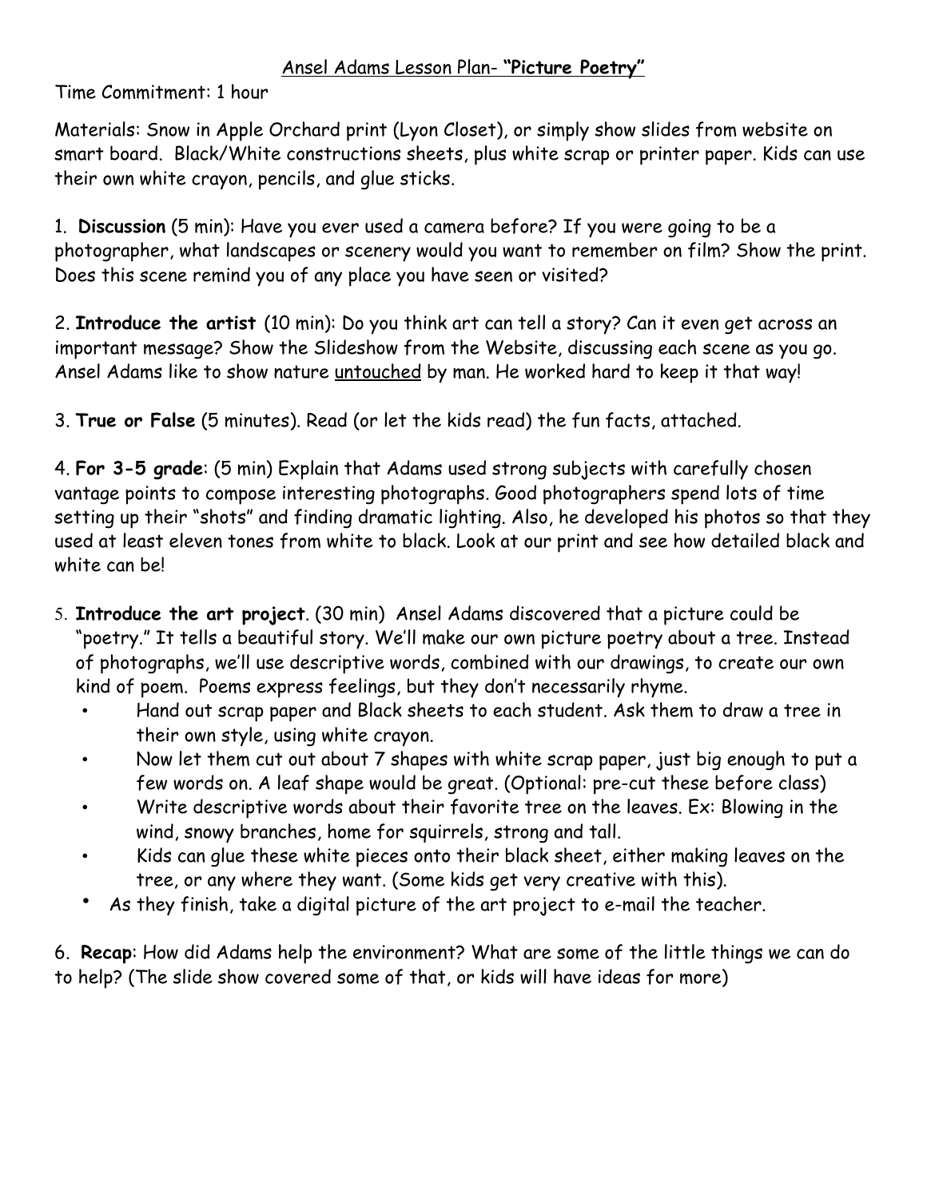# Ansel Adams Lesson Plan- **"Picture Poetry"**

Time Commitment: 1 hour

Materials: Snow in Apple Orchard print (Lyon Closet), or simply show slides from website on smart board. Black/White constructions sheets, plus white scrap or printer paper. Kids can use their own white crayon, pencils, and glue sticks.

1. **Discussion** (5 min): Have you ever used a camera before? If you were going to be a photographer, what landscapes or scenery would you want to remember on film? Show the print. Does this scene remind you of any place you have seen or visited?

2. **Introduce the artist** (10 min): Do you think art can tell a story? Can it even get across an important message? Show the Slideshow from the Website, discussing each scene as you go. Ansel Adams like to show nature <u>untouched</u> by man. He worked hard to keep it that way!

3. **True or False** (5 minutes). Read (or let the kids read) the fun facts, attached.

4. **For 3-5 grade**: (5 min) Explain that Adams used strong subjects with carefully chosen vantage points to compose interesting photographs. Good photographers spend lots of time setting up their "shots" and finding dramatic lighting. Also, he developed his photos so that they used at least eleven tones from white to black. Look at our print and see how detailed black and white can be!

5. **Introduce the art project**. (30 min) Ansel Adams discovered that a picture could be "poetry." It tells a beautiful story. We'll make our own picture poetry about a tree. Instead of photographs, we'll use descriptive words, combined with our drawings, to create our own kind of poem. Poems express feelings, but they don't necessarily rhyme.
   - Hand out scrap paper and Black sheets to each student. Ask them to draw a tree in their own style, using white crayon.
   - Now let them cut out about 7 shapes with white scrap paper, just big enough to put a few words on. A leaf shape would be great. (Optional: pre-cut these before class)
   - Write descriptive words about their favorite tree on the leaves. Ex: Blowing in the wind, snowy branches, home for squirrels, strong and tall.
   - Kids can glue these white pieces onto their black sheet, either making leaves on the tree, or any where they want. (Some kids get very creative with this).
   - As they finish, take a digital picture of the art project to e-mail the teacher.

6. **Recap**: How did Adams help the environment? What are some of the little things we can do to help? (The slide show covered some of that, or kids will have ideas for more)